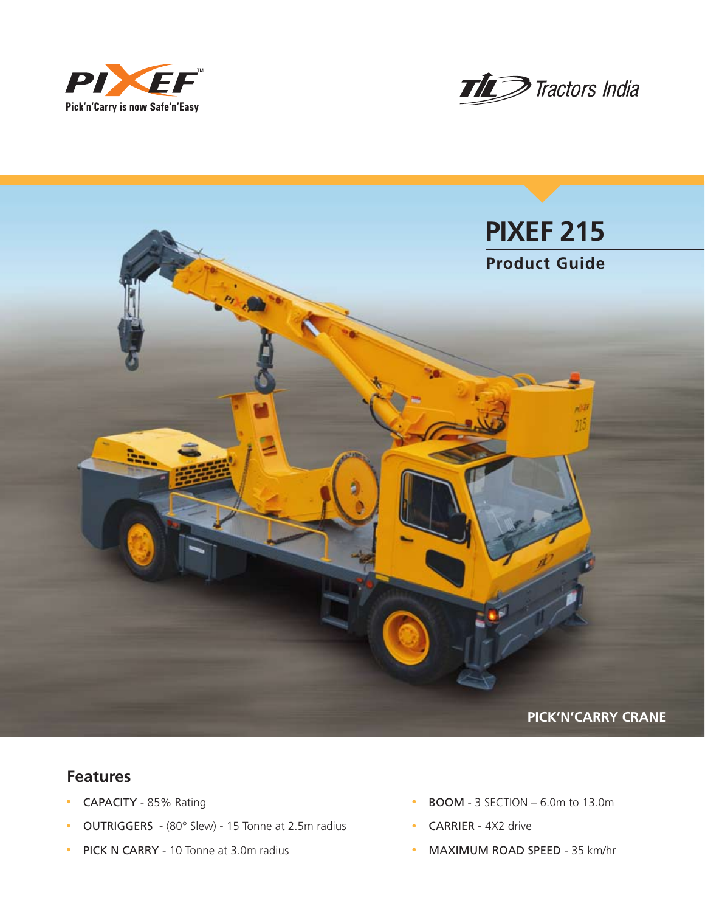PIXEF™

Pick'n'Carry is now Safe'n'Easy

TIL Tractors India

# PIXEF 215

## Product Guide

PICK'N'CARRY CRANE

## Features

- CAPACITY - 85% Rating
- OUTRIGGERS - (80° Slew) - 15 Tonne at 2.5m radius
- PICK N CARRY - 10 Tonne at 3.0m radius
- BOOM - 3 SECTION – 6.0m to 13.0m
- CARRIER - 4X2 drive
- MAXIMUM ROAD SPEED - 35 km/hr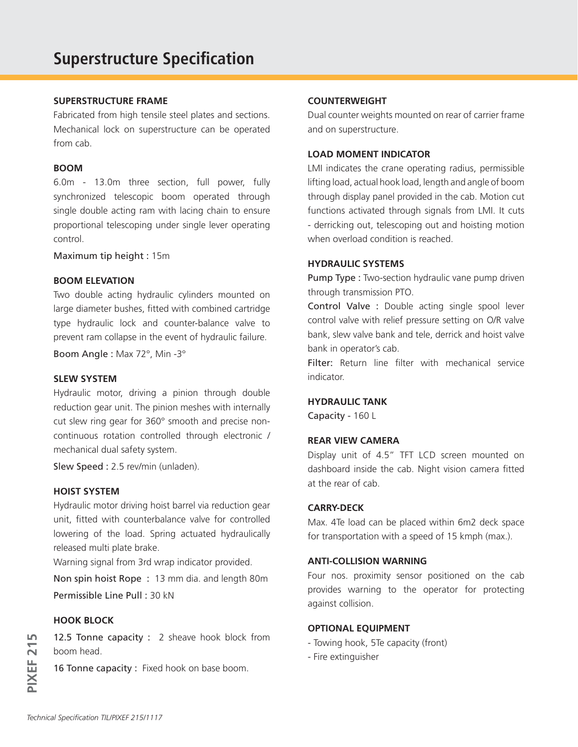# Superstructure Specification

### SUPERSTRUCTURE FRAME

Fabricated from high tensile steel plates and sections. Mechanical lock on superstructure can be operated from cab.

### BOOM

6.0m - 13.0m three section, full power, fully synchronized telescopic boom operated through single double acting ram with lacing chain to ensure proportional telescoping under single lever operating control.

Maximum tip height : 15m

### BOOM ELEVATION

Two double acting hydraulic cylinders mounted on large diameter bushes, fitted with combined cartridge type hydraulic lock and counter-balance valve to prevent ram collapse in the event of hydraulic failure.

Boom Angle : Max 72°, Min -3°

### SLEW SYSTEM

Hydraulic motor, driving a pinion through double reduction gear unit. The pinion meshes with internally cut slew ring gear for 360° smooth and precise non-continuous rotation controlled through electronic / mechanical dual safety system.

Slew Speed : 2.5 rev/min (unladen).

### HOIST SYSTEM

Hydraulic motor driving hoist barrel via reduction gear unit, fitted with counterbalance valve for controlled lowering of the load. Spring actuated hydraulically released multi plate brake.

Warning signal from 3rd wrap indicator provided.

Non spin hoist Rope : 13 mm dia. and length 80m

Permissible Line Pull : 30 kN

### HOOK BLOCK

12.5 Tonne capacity : 2 sheave hook block from boom head.

16 Tonne capacity : Fixed hook on base boom.

### COUNTERWEIGHT

Dual counter weights mounted on rear of carrier frame and on superstructure.

### LOAD MOMENT INDICATOR

LMI indicates the crane operating radius, permissible lifting load, actual hook load, length and angle of boom through display panel provided in the cab. Motion cut functions activated through signals from LMI. It cuts - derricking out, telescoping out and hoisting motion when overload condition is reached.

### HYDRAULIC SYSTEMS

Pump Type : Two-section hydraulic vane pump driven through transmission PTO.

Control Valve : Double acting single spool lever control valve with relief pressure setting on O/R valve bank, slew valve bank and tele, derrick and hoist valve bank in operator's cab.

Filter: Return line filter with mechanical service indicator.

### HYDRAULIC TANK

Capacity - 160 L

### REAR VIEW CAMERA

Display unit of 4.5" TFT LCD screen mounted on dashboard inside the cab. Night vision camera fitted at the rear of cab.

### CARRY-DECK

Max. 4Te load can be placed within 6m2 deck space for transportation with a speed of 15 kmph (max.).

### ANTI-COLLISION WARNING

Four nos. proximity sensor positioned on the cab provides warning to the operator for protecting against collision.

### OPTIONAL EQUIPMENT

- Towing hook, 5Te capacity (front)
- Fire extinguisher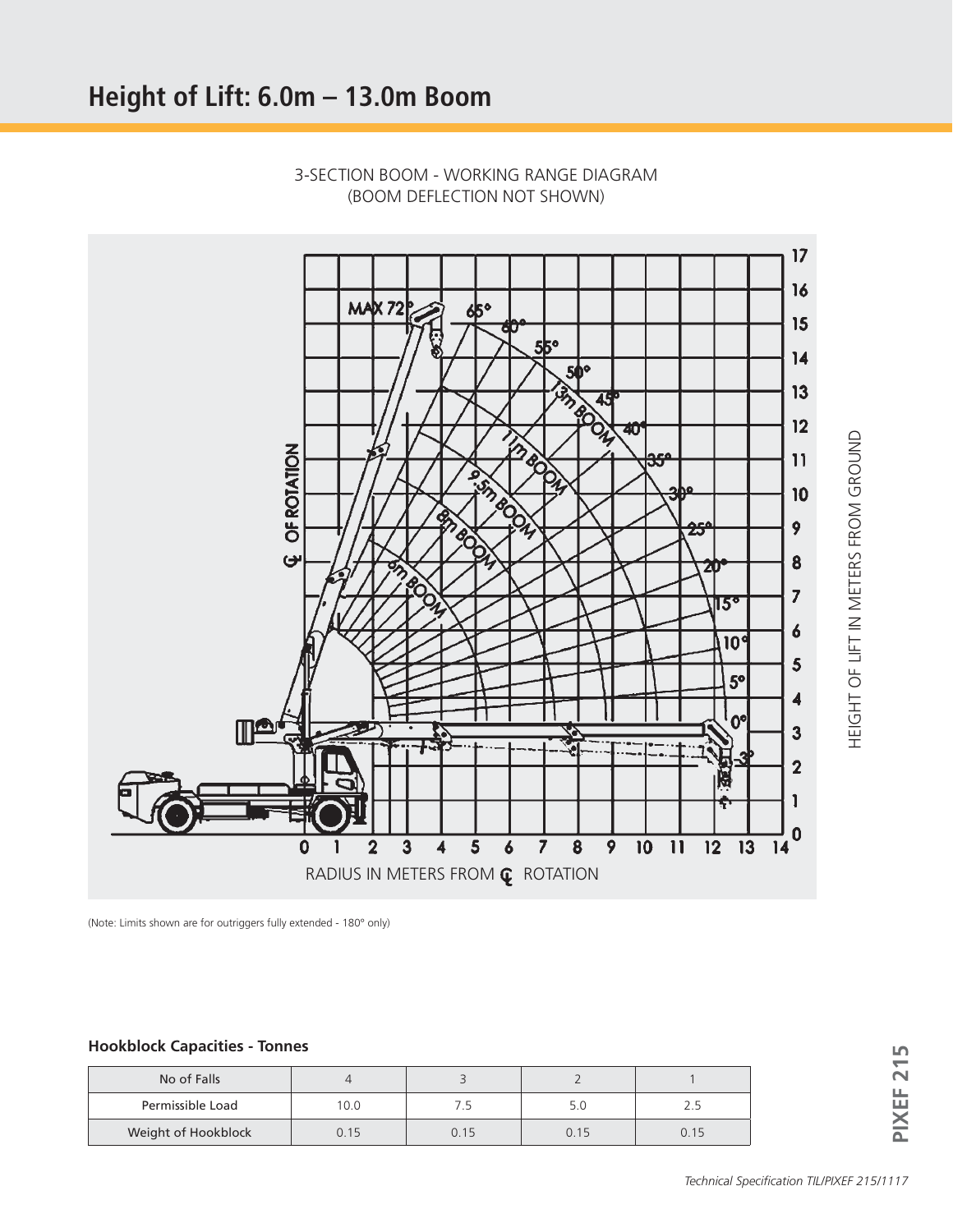# Height of Lift: 6.0m – 13.0m Boom

3-SECTION BOOM - WORKING RANGE DIAGRAM
(BOOM DEFLECTION NOT SHOWN)

(Note: Limits shown are for outriggers fully extended - 180° only)

### Hookblock Capacities - Tonnes

| No of Falls | 4 | 3 | 2 | 1 |
|---|---|---|---|---|
| Permissible Load | 10.0 | 7.5 | 5.0 | 2.5 |
| Weight of Hookblock | 0.15 | 0.15 | 0.15 | 0.15 |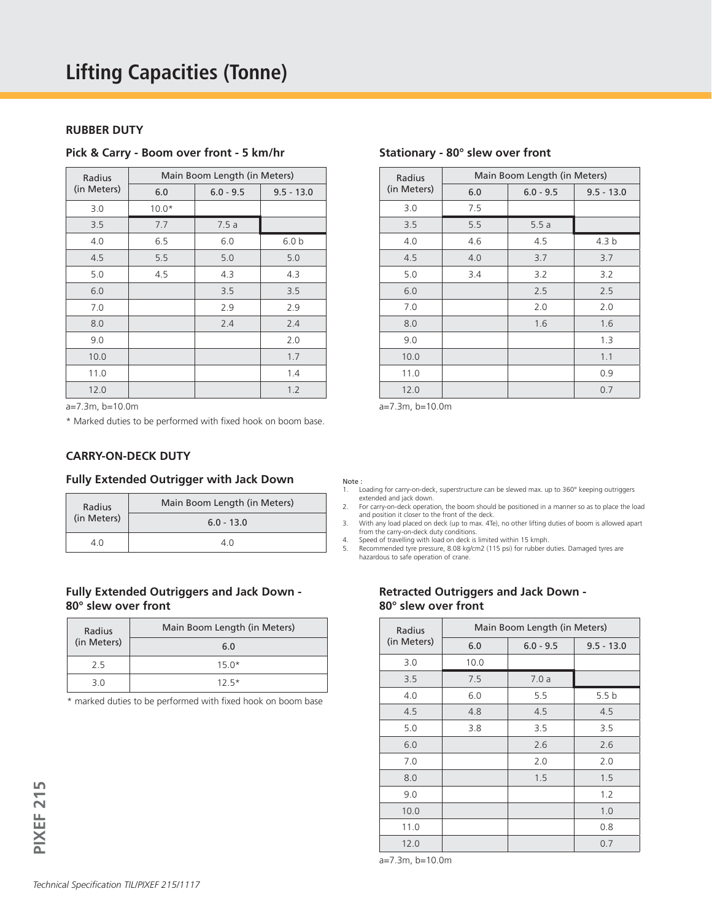# Lifting Capacities (Tonne)

## RUBBER DUTY

### Pick & Carry - Boom over front - 5 km/hr

| Radius (in Meters) | Main Boom Length (in Meters) | | |
|---|---|---|---|
| | 6.0 | 6.0 - 9.5 | 9.5 - 13.0 |
| 3.0 | 10.0* | | |
| 3.5 | 7.7 | 7.5 a | |
| 4.0 | 6.5 | 6.0 | 6.0 b |
| 4.5 | 5.5 | 5.0 | 5.0 |
| 5.0 | 4.5 | 4.3 | 4.3 |
| 6.0 | | 3.5 | 3.5 |
| 7.0 | | 2.9 | 2.9 |
| 8.0 | | 2.4 | 2.4 |
| 9.0 | | | 2.0 |
| 10.0 | | | 1.7 |
| 11.0 | | | 1.4 |
| 12.0 | | | 1.2 |

a=7.3m, b=10.0m

* Marked duties to be performed with fixed hook on boom base.

### Stationary - 80° slew over front

| Radius (in Meters) | Main Boom Length (in Meters) | | |
|---|---|---|---|
| | 6.0 | 6.0 - 9.5 | 9.5 - 13.0 |
| 3.0 | 7.5 | | |
| 3.5 | 5.5 | 5.5 a | |
| 4.0 | 4.6 | 4.5 | 4.3 b |
| 4.5 | 4.0 | 3.7 | 3.7 |
| 5.0 | 3.4 | 3.2 | 3.2 |
| 6.0 | | 2.5 | 2.5 |
| 7.0 | | 2.0 | 2.0 |
| 8.0 | | 1.6 | 1.6 |
| 9.0 | | | 1.3 |
| 10.0 | | | 1.1 |
| 11.0 | | | 0.9 |
| 12.0 | | | 0.7 |

a=7.3m, b=10.0m

## CARRY-ON-DECK DUTY

### Fully Extended Outrigger with Jack Down

| Radius (in Meters) | Main Boom Length (in Meters) |
|---|---|
| | 6.0 - 13.0 |
| 4.0 | 4.0 |

Note :
1. Loading for carry-on-deck, superstructure can be slewed max. up to 360° keeping outriggers extended and jack down.
2. For carry-on-deck operation, the boom should be positioned in a manner so as to place the load and position it closer to the front of the deck.
3. With any load placed on deck (up to max. 4Te), no other lifting duties of boom is allowed apart from the carry-on-deck duty conditions.
4. Speed of travelling with load on deck is limited within 15 kmph.
5. Recommended tyre pressure, 8.08 kg/cm2 (115 psi) for rubber duties. Damaged tyres are hazardous to safe operation of crane.

### Fully Extended Outriggers and Jack Down - 80° slew over front

| Radius (in Meters) | Main Boom Length (in Meters) |
|---|---|
| | 6.0 |
| 2.5 | 15.0* |
| 3.0 | 12.5* |

* marked duties to be performed with fixed hook on boom base

### Retracted Outriggers and Jack Down - 80° slew over front

| Radius (in Meters) | Main Boom Length (in Meters) | | |
|---|---|---|---|
| | 6.0 | 6.0 - 9.5 | 9.5 - 13.0 |
| 3.0 | 10.0 | | |
| 3.5 | 7.5 | 7.0 a | |
| 4.0 | 6.0 | 5.5 | 5.5 b |
| 4.5 | 4.8 | 4.5 | 4.5 |
| 5.0 | 3.8 | 3.5 | 3.5 |
| 6.0 | | 2.6 | 2.6 |
| 7.0 | | 2.0 | 2.0 |
| 8.0 | | 1.5 | 1.5 |
| 9.0 | | | 1.2 |
| 10.0 | | | 1.0 |
| 11.0 | | | 0.8 |
| 12.0 | | | 0.7 |

a=7.3m, b=10.0m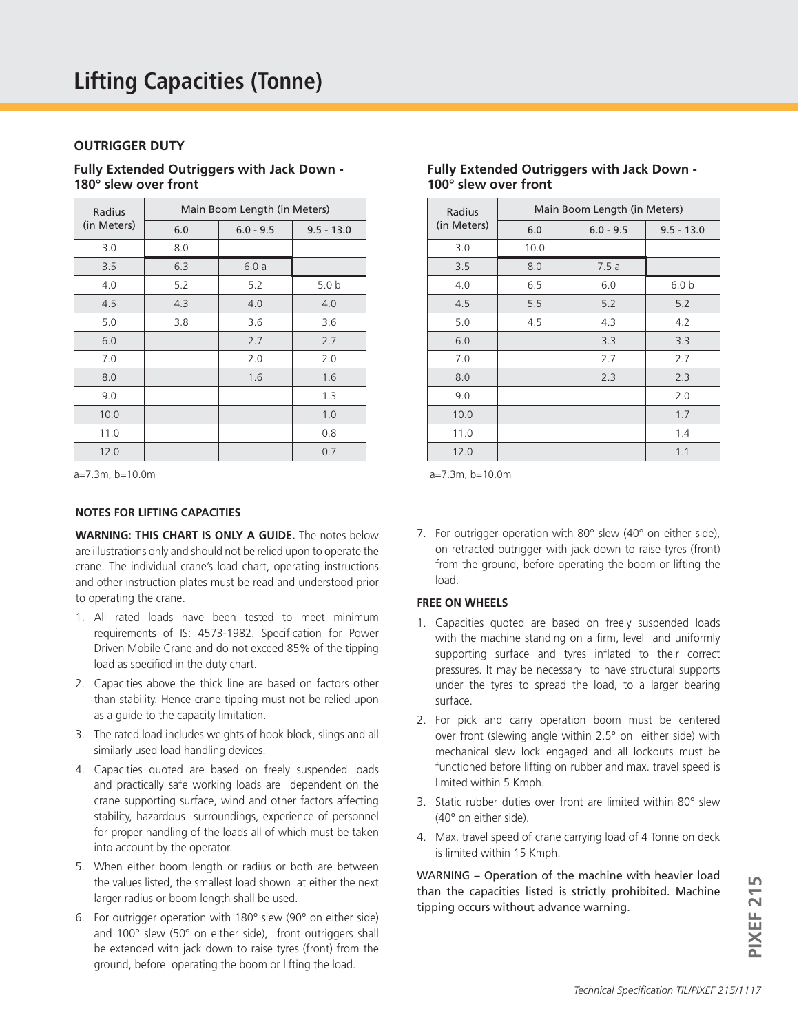# Lifting Capacities (Tonne)

## OUTRIGGER DUTY

### Fully Extended Outriggers with Jack Down - 180° slew over front

| Radius (in Meters) | Main Boom Length (in Meters) | | |
|---|---|---|---|
| | 6.0 | 6.0 - 9.5 | 9.5 - 13.0 |
| 3.0 | 8.0 | | |
| 3.5 | 6.3 | 6.0 a | |
| 4.0 | 5.2 | 5.2 | 5.0 b |
| 4.5 | 4.3 | 4.0 | 4.0 |
| 5.0 | 3.8 | 3.6 | 3.6 |
| 6.0 | | 2.7 | 2.7 |
| 7.0 | | 2.0 | 2.0 |
| 8.0 | | 1.6 | 1.6 |
| 9.0 | | | 1.3 |
| 10.0 | | | 1.0 |
| 11.0 | | | 0.8 |
| 12.0 | | | 0.7 |

a=7.3m, b=10.0m

### Fully Extended Outriggers with Jack Down - 100° slew over front

| Radius (in Meters) | Main Boom Length (in Meters) | | |
|---|---|---|---|
| | 6.0 | 6.0 - 9.5 | 9.5 - 13.0 |
| 3.0 | 10.0 | | |
| 3.5 | 8.0 | 7.5 a | |
| 4.0 | 6.5 | 6.0 | 6.0 b |
| 4.5 | 5.5 | 5.2 | 5.2 |
| 5.0 | 4.5 | 4.3 | 4.2 |
| 6.0 | | 3.3 | 3.3 |
| 7.0 | | 2.7 | 2.7 |
| 8.0 | | 2.3 | 2.3 |
| 9.0 | | | 2.0 |
| 10.0 | | | 1.7 |
| 11.0 | | | 1.4 |
| 12.0 | | | 1.1 |

a=7.3m, b=10.0m

### NOTES FOR LIFTING CAPACITIES

**WARNING: THIS CHART IS ONLY A GUIDE.** The notes below are illustrations only and should not be relied upon to operate the crane. The individual crane's load chart, operating instructions and other instruction plates must be read and understood prior to operating the crane.

1. All rated loads have been tested to meet minimum requirements of IS: 4573-1982. Specification for Power Driven Mobile Crane and do not exceed 85% of the tipping load as specified in the duty chart.
2. Capacities above the thick line are based on factors other than stability. Hence crane tipping must not be relied upon as a guide to the capacity limitation.
3. The rated load includes weights of hook block, slings and all similarly used load handling devices.
4. Capacities quoted are based on freely suspended loads and practically safe working loads are dependent on the crane supporting surface, wind and other factors affecting stability, hazardous surroundings, experience of personnel for proper handling of the loads all of which must be taken into account by the operator.
5. When either boom length or radius or both are between the values listed, the smallest load shown at either the next larger radius or boom length shall be used.
6. For outrigger operation with 180° slew (90° on either side) and 100° slew (50° on either side), front outriggers shall be extended with jack down to raise tyres (front) from the ground, before operating the boom or lifting the load.
7. For outrigger operation with 80° slew (40° on either side), on retracted outrigger with jack down to raise tyres (front) from the ground, before operating the boom or lifting the load.

### FREE ON WHEELS

1. Capacities quoted are based on freely suspended loads with the machine standing on a firm, level and uniformly supporting surface and tyres inflated to their correct pressures. It may be necessary to have structural supports under the tyres to spread the load, to a larger bearing surface.
2. For pick and carry operation boom must be centered over front (slewing angle within 2.5° on either side) with mechanical slew lock engaged and all lockouts must be functioned before lifting on rubber and max. travel speed is limited within 5 Kmph.
3. Static rubber duties over front are limited within 80° slew (40° on either side).
4. Max. travel speed of crane carrying load of 4 Tonne on deck is limited within 15 Kmph.

WARNING – Operation of the machine with heavier load than the capacities listed is strictly prohibited. Machine tipping occurs without advance warning.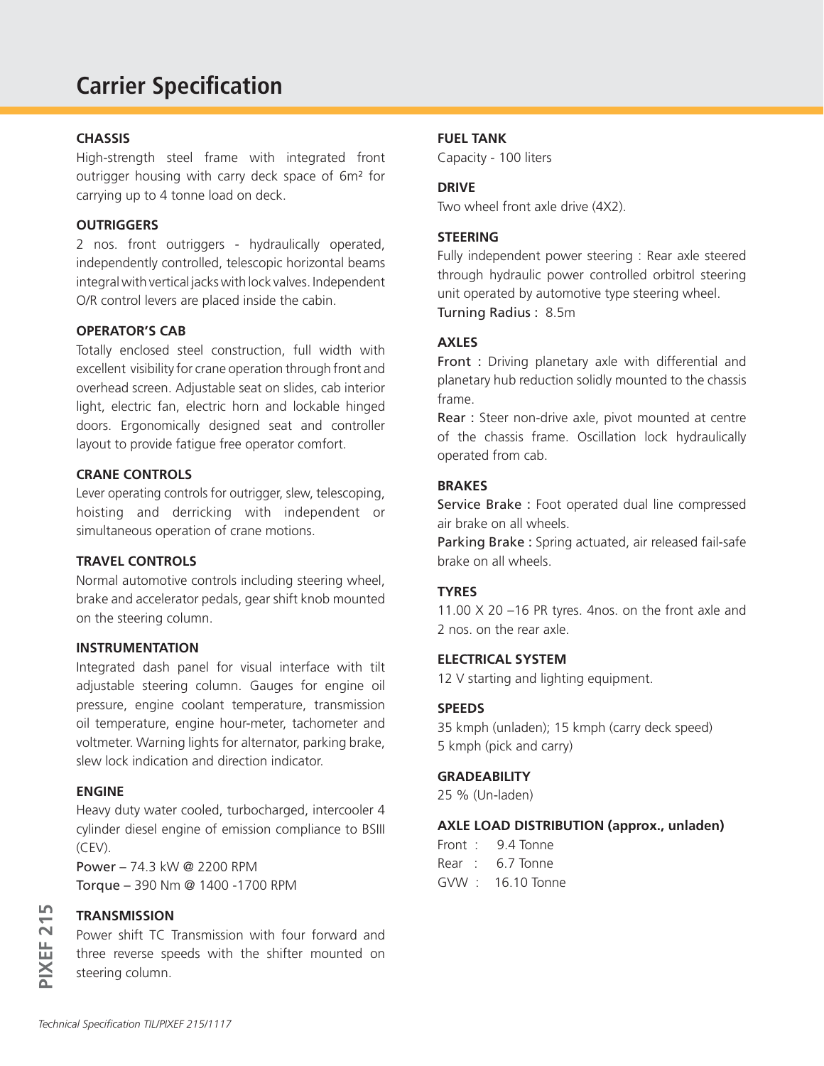# Carrier Specification

### CHASSIS

High-strength steel frame with integrated front outrigger housing with carry deck space of 6m² for carrying up to 4 tonne load on deck.

### OUTRIGGERS

2 nos. front outriggers - hydraulically operated, independently controlled, telescopic horizontal beams integral with vertical jacks with lock valves. Independent O/R control levers are placed inside the cabin.

### OPERATOR'S CAB

Totally enclosed steel construction, full width with excellent visibility for crane operation through front and overhead screen. Adjustable seat on slides, cab interior light, electric fan, electric horn and lockable hinged doors. Ergonomically designed seat and controller layout to provide fatigue free operator comfort.

### CRANE CONTROLS

Lever operating controls for outrigger, slew, telescoping, hoisting and derricking with independent or simultaneous operation of crane motions.

### TRAVEL CONTROLS

Normal automotive controls including steering wheel, brake and accelerator pedals, gear shift knob mounted on the steering column.

### INSTRUMENTATION

Integrated dash panel for visual interface with tilt adjustable steering column. Gauges for engine oil pressure, engine coolant temperature, transmission oil temperature, engine hour-meter, tachometer and voltmeter. Warning lights for alternator, parking brake, slew lock indication and direction indicator.

### ENGINE

Heavy duty water cooled, turbocharged, intercooler 4 cylinder diesel engine of emission compliance to BSIII (CEV).

Power – 74.3 kW @ 2200 RPM

Torque – 390 Nm @ 1400 -1700 RPM

### TRANSMISSION

Power shift TC Transmission with four forward and three reverse speeds with the shifter mounted on steering column.

### FUEL TANK

Capacity - 100 liters

### DRIVE

Two wheel front axle drive (4X2).

### STEERING

Fully independent power steering : Rear axle steered through hydraulic power controlled orbitrol steering unit operated by automotive type steering wheel.

Turning Radius : 8.5m

### AXLES

Front : Driving planetary axle with differential and planetary hub reduction solidly mounted to the chassis frame.

Rear : Steer non-drive axle, pivot mounted at centre of the chassis frame. Oscillation lock hydraulically operated from cab.

### BRAKES

Service Brake : Foot operated dual line compressed air brake on all wheels.

Parking Brake : Spring actuated, air released fail-safe brake on all wheels.

### TYRES

11.00 X 20 –16 PR tyres. 4nos. on the front axle and 2 nos. on the rear axle.

### ELECTRICAL SYSTEM

12 V starting and lighting equipment.

### SPEEDS

35 kmph (unladen); 15 kmph (carry deck speed)
5 kmph (pick and carry)

### GRADEABILITY

25 % (Un-laden)

### AXLE LOAD DISTRIBUTION (approx., unladen)

Front : 9.4 Tonne
Rear : 6.7 Tonne
GVW : 16.10 Tonne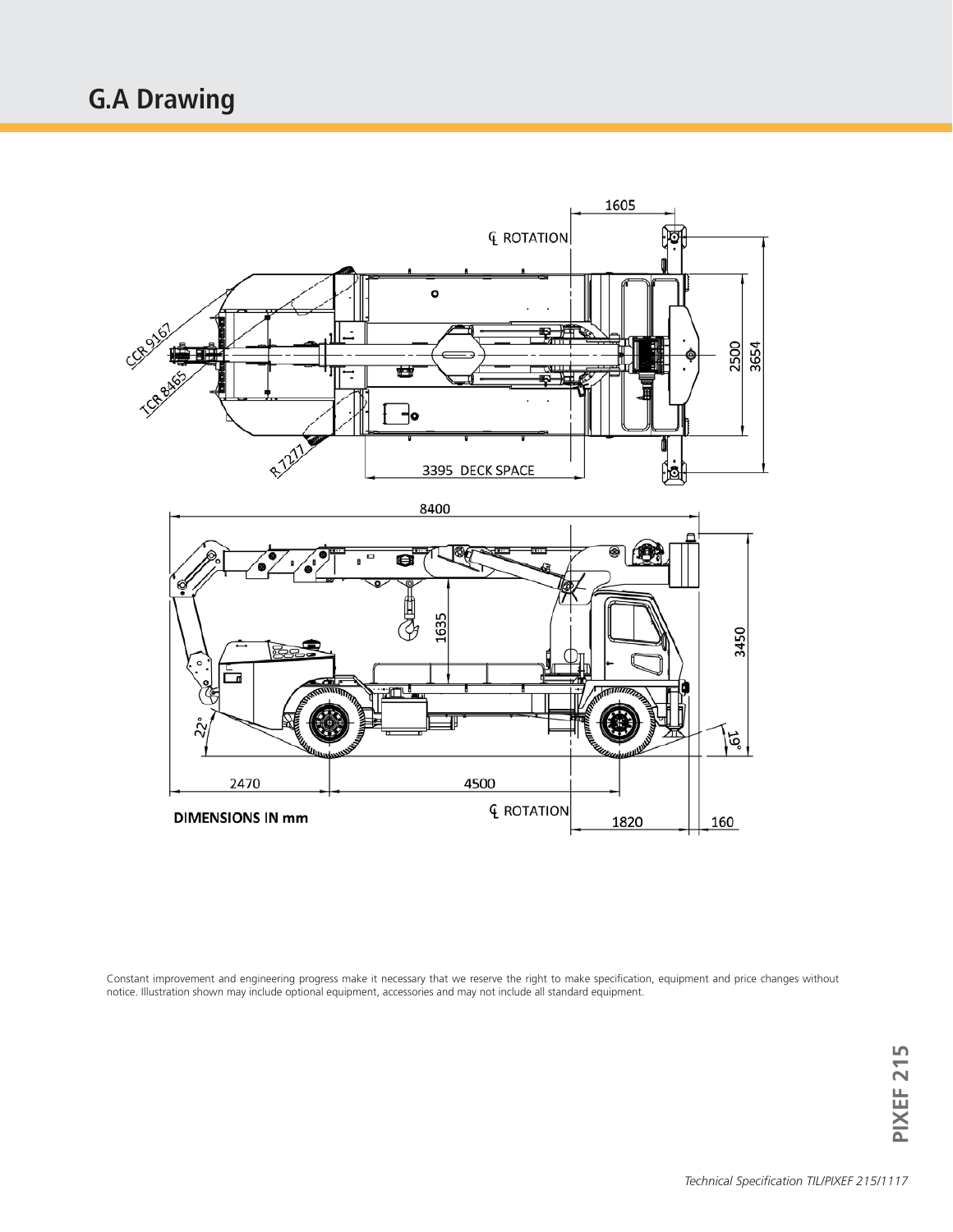# G.A Drawing

Constant improvement and engineering progress make it necessary that we reserve the right to make specification, equipment and price changes without notice. Illustration shown may include optional equipment, accessories and may not include all standard equipment.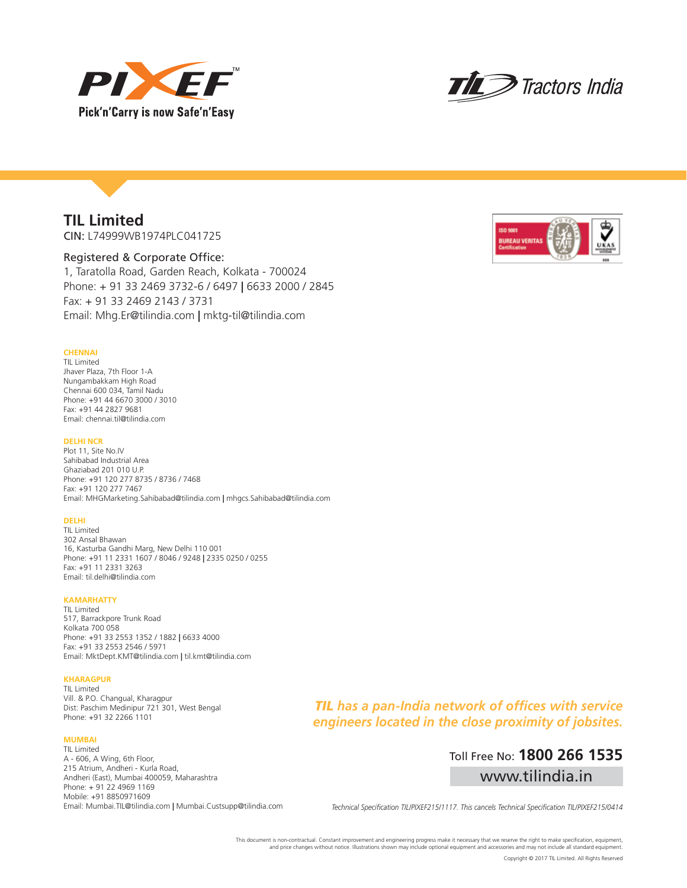PIXEF™

Pick'n'Carry is now Safe'n'Easy

TIL Tractors India

## TIL Limited

CIN: L74999WB1974PLC041725

Registered & Corporate Office:
1, Taratolla Road, Garden Reach, Kolkata - 700024
Phone: + 91 33 2469 3732-6 / 6497 | 6633 2000 / 2845
Fax: + 91 33 2469 2143 / 3731
Email: Mhg.Er@tilindia.com | mktg-til@tilindia.com

ISO 9001 BUREAU VERITAS Certification

**CHENNAI**
TIL Limited
Jhaver Plaza, 7th Floor 1-A
Nungambakkam High Road
Chennai 600 034, Tamil Nadu
Phone: +91 44 6670 3000 / 3010
Fax: +91 44 2827 9681
Email: chennai.til@tilindia.com

**DELHI NCR**
Plot 11, Site No.IV
Sahibabad Industrial Area
Ghaziabad 201 010 U.P.
Phone: +91 120 277 8735 / 8736 / 7468
Fax: +91 120 277 7467
Email: MHGMarketing.Sahibabad@tilindia.com | mhgcs.Sahibabad@tilindia.com

**DELHI**
TIL Limited
302 Ansal Bhawan
16, Kasturba Gandhi Marg, New Delhi 110 001
Phone: +91 11 2331 1607 / 8046 / 9248 | 2335 0250 / 0255
Fax: +91 11 2331 3263
Email: til.delhi@tilindia.com

**KAMARHATTY**
TIL Limited
517, Barrackpore Trunk Road
Kolkata 700 058
Phone: +91 33 2553 1352 / 1882 | 6633 4000
Fax: +91 33 2553 2546 / 5971
Email: MktDept.KMT@tilindia.com | til.kmt@tilindia.com

**KHARAGPUR**
TIL Limited
Vill. & P.O. Changual, Kharagpur
Dist: Paschim Medinipur 721 301, West Bengal
Phone: +91 32 2266 1101

**MUMBAI**
TIL Limited
A - 606, A Wing, 6th Floor,
215 Atrium, Andheri - Kurla Road,
Andheri (East), Mumbai 400059, Maharashtra
Phone: + 91 22 4969 1169
Mobile: +91 8850971609
Email: Mumbai.TIL@tilindia.com | Mumbai.Custsupp@tilindia.com

***TIL has a pan-India network of offices with service engineers located in the close proximity of jobsites.***

Toll Free No: **1800 266 1535**

www.tilindia.in

*Technical Specification TIL/PIXEF215/1117. This cancels Technical Specification TIL/PIXEF215/0414*

This document is non-contractual. Constant improvement and engineering progress make it necessary that we reserve the right to make specification, equipment, and price changes without notice. Illustrations shown may include optional equipment and accessories and may not include all standard equipment.

Copyright © 2017 TIL Limited. All Rights Reserved